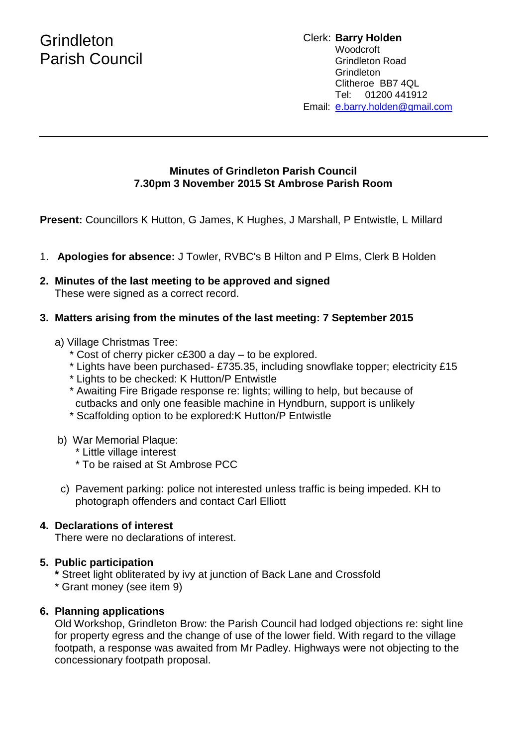# Grindleton Parish Council

Clerk: **Barry Holden**
Woodcroft
Grindleton Road
Grindleton
Clitheroe BB7 4QL
Tel: 01200 441912
Email: e.barry.holden@gmail.com

---

**Minutes of Grindleton Parish Council**
**7.30pm 3 November 2015 St Ambrose Parish Room**

**Present:** Councillors K Hutton, G James, K Hughes, J Marshall, P Entwistle, L Millard

1. **Apologies for absence:** J Towler, RVBC's B Hilton and P Elms, Clerk B Holden

2. **Minutes of the last meeting to be approved and signed**
   These were signed as a correct record.

3. **Matters arising from the minutes of the last meeting: 7 September 2015**

   a) Village Christmas Tree:
      * Cost of cherry picker c£300 a day – to be explored.
      * Lights have been purchased- £735.35, including snowflake topper; electricity £15
      * Lights to be checked: K Hutton/P Entwistle
      * Awaiting Fire Brigade response re: lights; willing to help, but because of cutbacks and only one feasible machine in Hyndburn, support is unlikely
      * Scaffolding option to be explored:K Hutton/P Entwistle

   b) War Memorial Plaque:
      * Little village interest
      * To be raised at St Ambrose PCC

   c) Pavement parking: police not interested unless traffic is being impeded. KH to photograph offenders and contact Carl Elliott

4. **Declarations of interest**
   There were no declarations of interest.

5. **Public participation**
   * Street light obliterated by ivy at junction of Back Lane and Crossfold
   * Grant money (see item 9)

6. **Planning applications**
   Old Workshop, Grindleton Brow: the Parish Council had lodged objections re: sight line for property egress and the change of use of the lower field. With regard to the village footpath, a response was awaited from Mr Padley. Highways were not objecting to the concessionary footpath proposal.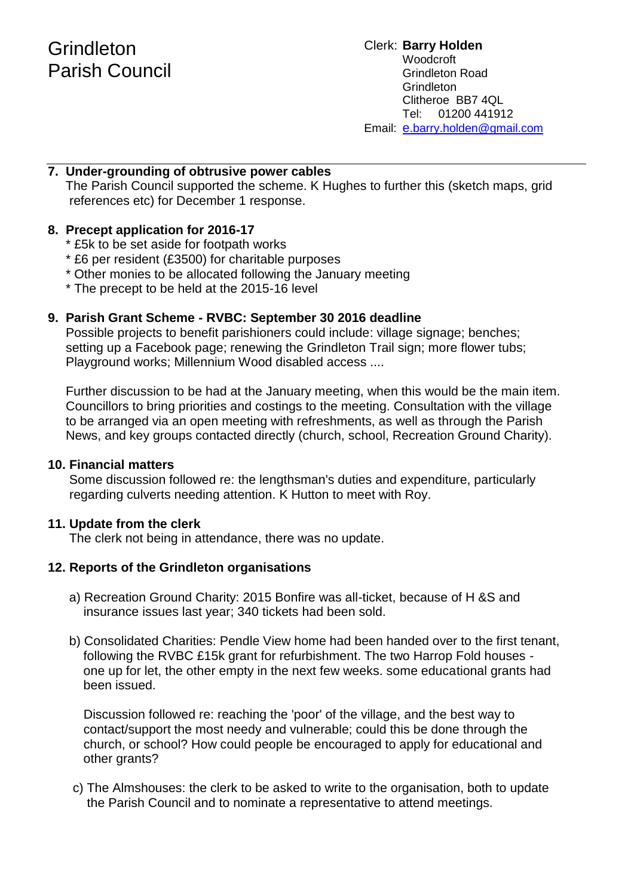# Grindleton Parish Council

Clerk: **Barry Holden**
Woodcroft
Grindleton Road
Grindleton
Clitheroe BB7 4QL
Tel: 01200 441912
Email: e.barry.holden@gmail.com

---

**7. Under-grounding of obtrusive power cables**

The Parish Council supported the scheme. K Hughes to further this (sketch maps, grid references etc) for December 1 response.

**8. Precept application for 2016-17**

* £5k to be set aside for footpath works
* £6 per resident (£3500) for charitable purposes
* Other monies to be allocated following the January meeting
* The precept to be held at the 2015-16 level

**9. Parish Grant Scheme - RVBC: September 30 2016 deadline**

Possible projects to benefit parishioners could include: village signage; benches; setting up a Facebook page; renewing the Grindleton Trail sign; more flower tubs; Playground works; Millennium Wood disabled access ....

Further discussion to be had at the January meeting, when this would be the main item. Councillors to bring priorities and costings to the meeting. Consultation with the village to be arranged via an open meeting with refreshments, as well as through the Parish News, and key groups contacted directly (church, school, Recreation Ground Charity).

**10. Financial matters**

Some discussion followed re: the lengthsman's duties and expenditure, particularly regarding culverts needing attention. K Hutton to meet with Roy.

**11. Update from the clerk**

The clerk not being in attendance, there was no update.

**12. Reports of the Grindleton organisations**

a) Recreation Ground Charity: 2015 Bonfire was all-ticket, because of H &S and insurance issues last year; 340 tickets had been sold.

b) Consolidated Charities: Pendle View home had been handed over to the first tenant, following the RVBC £15k grant for refurbishment. The two Harrop Fold houses - one up for let, the other empty in the next few weeks. some educational grants had been issued.

Discussion followed re: reaching the 'poor' of the village, and the best way to contact/support the most needy and vulnerable; could this be done through the church, or school? How could people be encouraged to apply for educational and other grants?

c) The Almshouses: the clerk to be asked to write to the organisation, both to update the Parish Council and to nominate a representative to attend meetings.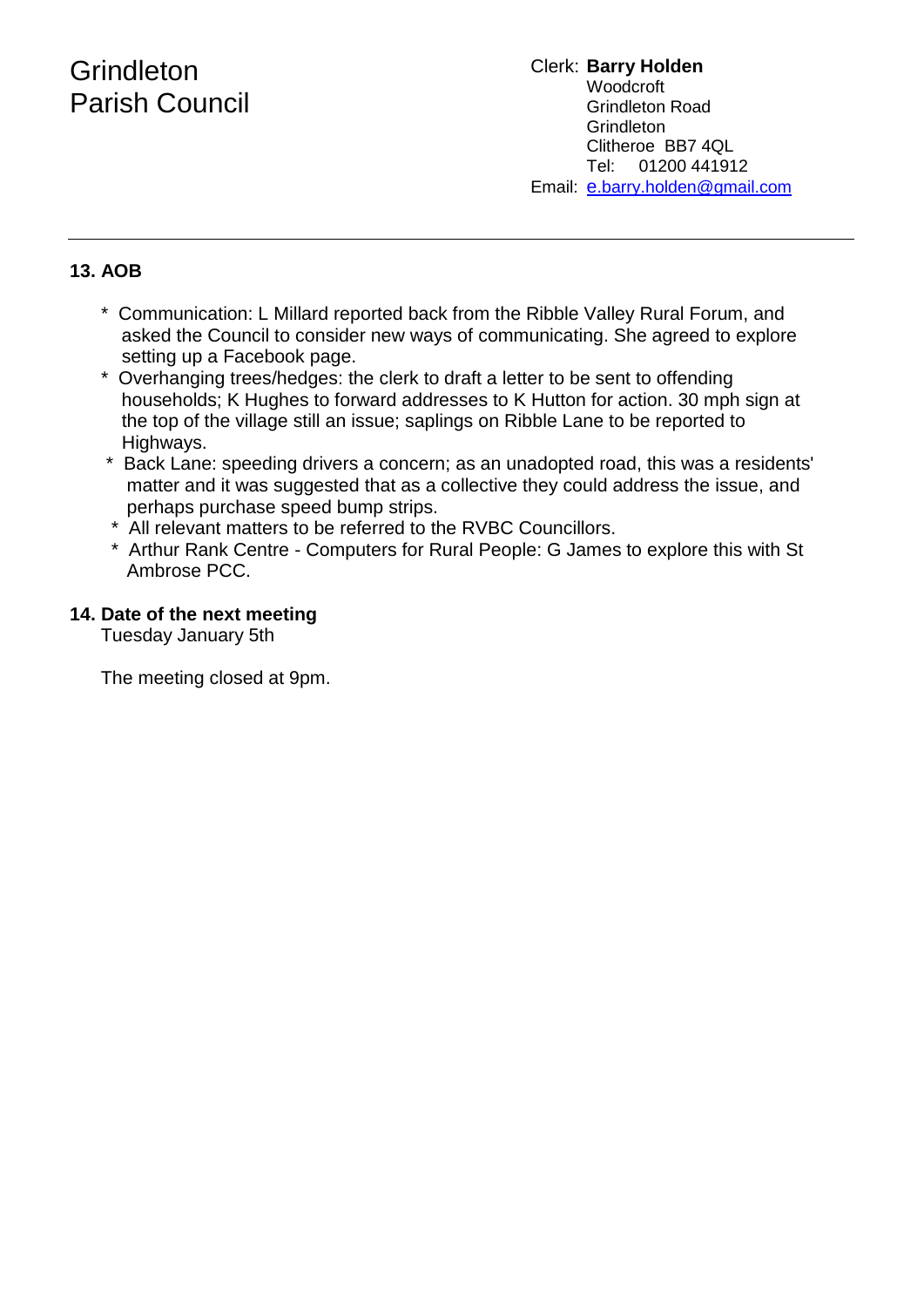Grindleton
Parish Council

Clerk: **Barry Holden**
Woodcroft
Grindleton Road
Grindleton
Clitheroe BB7 4QL
Tel: 01200 441912
Email: e.barry.holden@gmail.com

---

**13. AOB**

* Communication: L Millard reported back from the Ribble Valley Rural Forum, and asked the Council to consider new ways of communicating. She agreed to explore setting up a Facebook page.
* Overhanging trees/hedges: the clerk to draft a letter to be sent to offending households; K Hughes to forward addresses to K Hutton for action. 30 mph sign at the top of the village still an issue; saplings on Ribble Lane to be reported to Highways.
* Back Lane: speeding drivers a concern; as an unadopted road, this was a residents' matter and it was suggested that as a collective they could address the issue, and perhaps purchase speed bump strips.
* All relevant matters to be referred to the RVBC Councillors.
* Arthur Rank Centre - Computers for Rural People: G James to explore this with St Ambrose PCC.

**14. Date of the next meeting**

Tuesday January 5th

The meeting closed at 9pm.